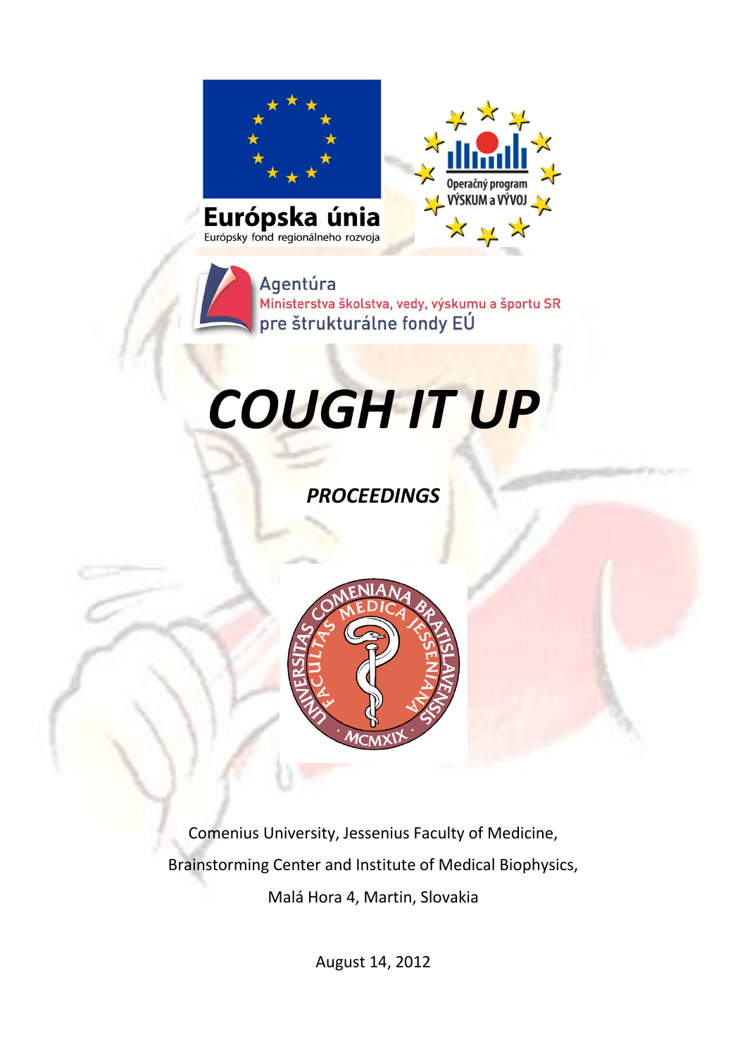Európska únia
Európsky fond regionálneho rozvoja

Operačný program VÝSKUM a VÝVOJ

Agentúra
Ministerstva školstva, vedy, výskumu a športu SR
pre štrukturálne fondy EÚ

# *COUGH IT UP*

## *PROCEEDINGS*

UNIVERSITAS COMENIANA BRATISLAVENSIS FACULTAS MEDICA JESSENIANA · MCMXIX ·

Comenius University, Jessenius Faculty of Medicine,

Brainstorming Center and Institute of Medical Biophysics,

Malá Hora 4, Martin, Slovakia

August 14, 2012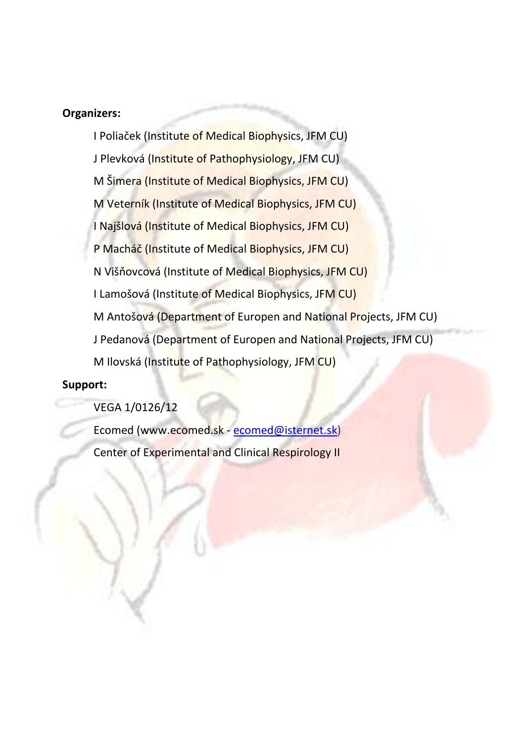**Organizers:**

I Poliaček (Institute of Medical Biophysics, JFM CU)

J Plevková (Institute of Pathophysiology, JFM CU)

M Šimera (Institute of Medical Biophysics, JFM CU)

M Veterník (Institute of Medical Biophysics, JFM CU)

I Najšlová (Institute of Medical Biophysics, JFM CU)

P Macháč (Institute of Medical Biophysics, JFM CU)

N Višňovcová (Institute of Medical Biophysics, JFM CU)

I Lamošová (Institute of Medical Biophysics, JFM CU)

M Antošová (Department of Europen and National Projects, JFM CU)

J Pedanová (Department of Europen and National Projects, JFM CU)

M Ilovská (Institute of Pathophysiology, JFM CU)

**Support:**

VEGA 1/0126/12

Ecomed (www.ecomed.sk - ecomed@isternet.sk)

Center of Experimental and Clinical Respirology II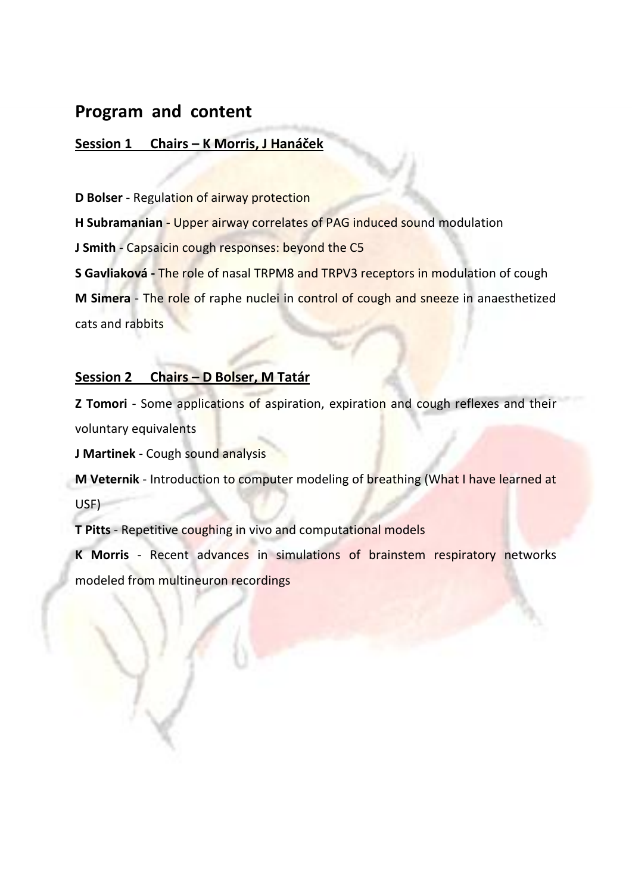## Program and content

### Session 1 Chairs – K Morris, J Hanáček

**D Bolser** - Regulation of airway protection

**H Subramanian** - Upper airway correlates of PAG induced sound modulation

**J Smith** - Capsaicin cough responses: beyond the C5

**S Gavliaková -** The role of nasal TRPM8 and TRPV3 receptors in modulation of cough

**M Simera** - The role of raphe nuclei in control of cough and sneeze in anaesthetized cats and rabbits

### Session 2 Chairs – D Bolser, M Tatár

**Z Tomori** - Some applications of aspiration, expiration and cough reflexes and their voluntary equivalents

**J Martinek** - Cough sound analysis

**M Veternik** - Introduction to computer modeling of breathing (What I have learned at USF)

**T Pitts** - Repetitive coughing in vivo and computational models

**K Morris** - Recent advances in simulations of brainstem respiratory networks modeled from multineuron recordings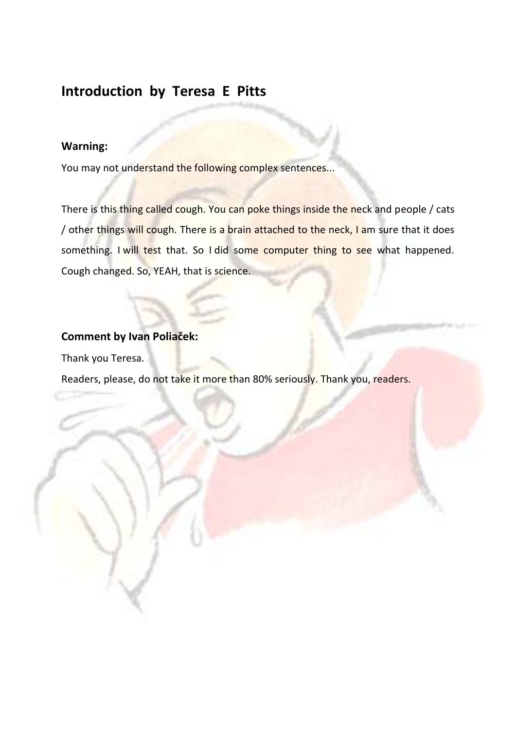## Introduction by Teresa E Pitts

**Warning:**

You may not understand the following complex sentences...

There is this thing called cough. You can poke things inside the neck and people / cats / other things will cough. There is a brain attached to the neck, I am sure that it does something. I will test that. So I did some computer thing to see what happened. Cough changed. So, YEAH, that is science.

**Comment by Ivan Poliaček:**

Thank you Teresa.

Readers, please, do not take it more than 80% seriously. Thank you, readers.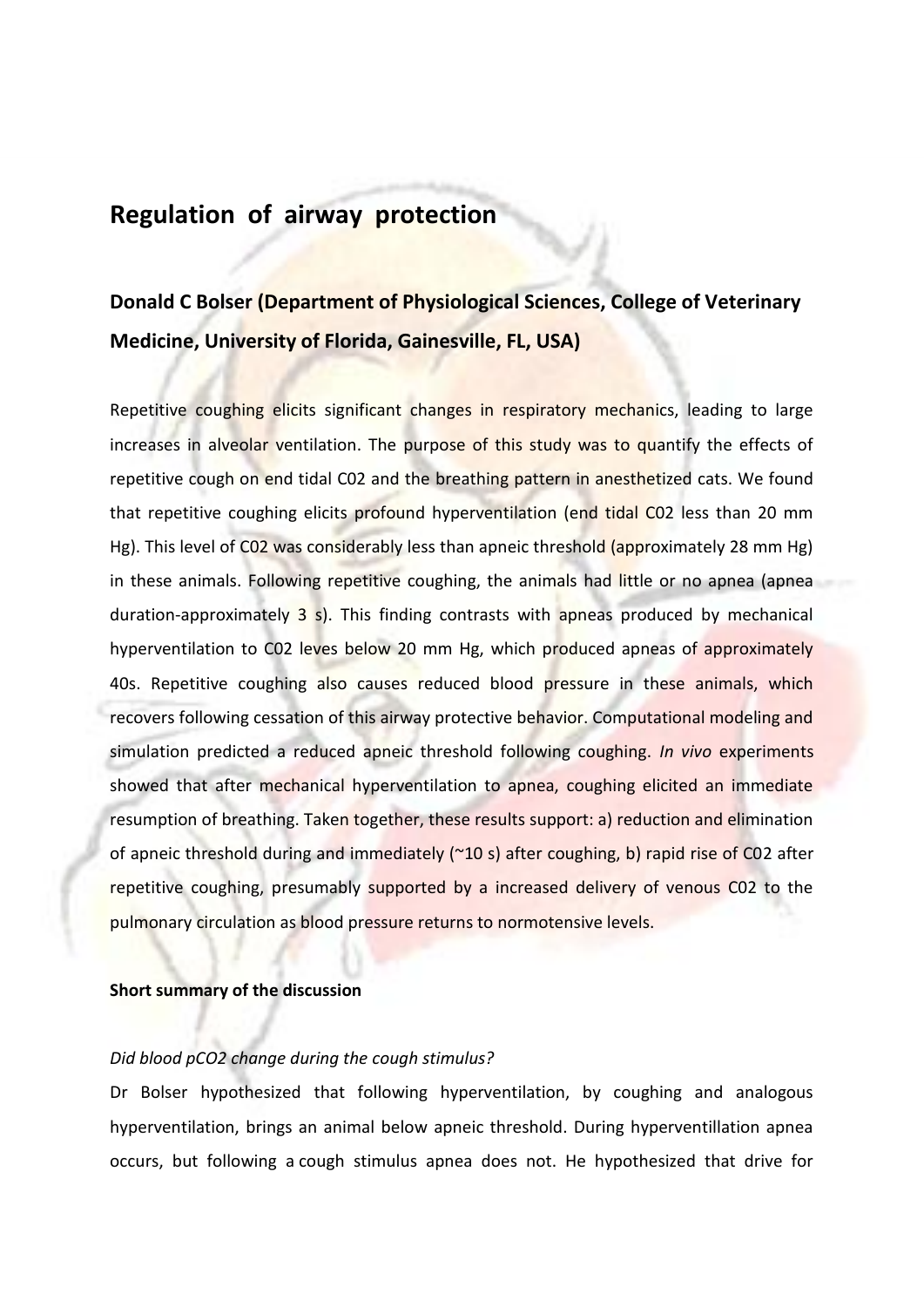## Regulation of airway protection

### Donald C Bolser (Department of Physiological Sciences, College of Veterinary Medicine, University of Florida, Gainesville, FL, USA)

Repetitive coughing elicits significant changes in respiratory mechanics, leading to large increases in alveolar ventilation. The purpose of this study was to quantify the effects of repetitive cough on end tidal C02 and the breathing pattern in anesthetized cats. We found that repetitive coughing elicits profound hyperventilation (end tidal C02 less than 20 mm Hg). This level of C02 was considerably less than apneic threshold (approximately 28 mm Hg) in these animals. Following repetitive coughing, the animals had little or no apnea (apnea duration-approximately 3 s). This finding contrasts with apneas produced by mechanical hyperventilation to C02 leves below 20 mm Hg, which produced apneas of approximately 40s. Repetitive coughing also causes reduced blood pressure in these animals, which recovers following cessation of this airway protective behavior. Computational modeling and simulation predicted a reduced apneic threshold following coughing. *In vivo* experiments showed that after mechanical hyperventilation to apnea, coughing elicited an immediate resumption of breathing. Taken together, these results support: a) reduction and elimination of apneic threshold during and immediately (~10 s) after coughing, b) rapid rise of C02 after repetitive coughing, presumably supported by a increased delivery of venous C02 to the pulmonary circulation as blood pressure returns to normotensive levels.

**Short summary of the discussion**

*Did blood pCO2 change during the cough stimulus?*

Dr Bolser hypothesized that following hyperventilation, by coughing and analogous hyperventilation, brings an animal below apneic threshold. During hyperventillation apnea occurs, but following a cough stimulus apnea does not. He hypothesized that drive for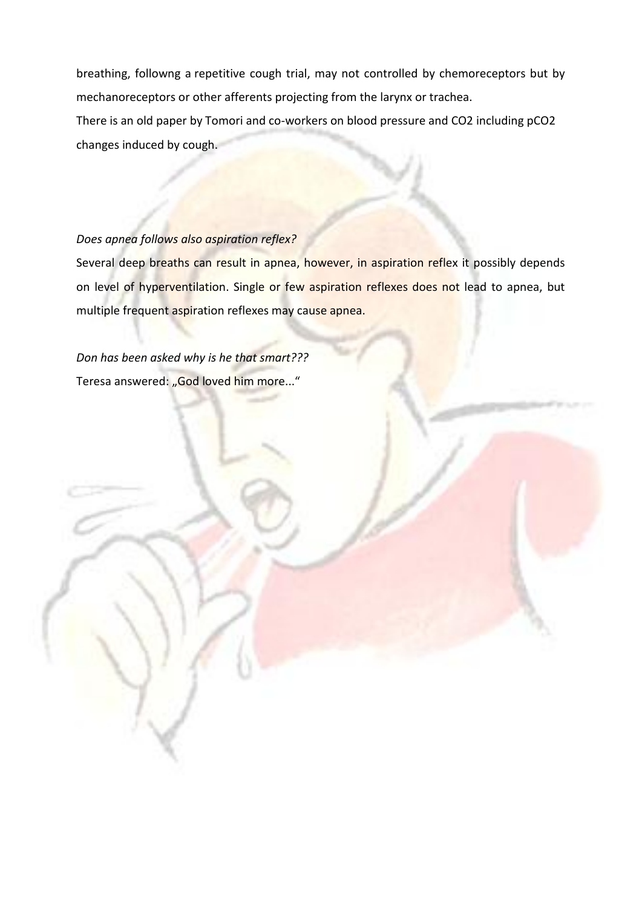breathing, followng a repetitive cough trial, may not controlled by chemoreceptors but by mechanoreceptors or other afferents projecting from the larynx or trachea.

There is an old paper by Tomori and co-workers on blood pressure and $CO_2$ including $pCO_2$ changes induced by cough.

*Does apnea follows also aspiration reflex?*

Several deep breaths can result in apnea, however, in aspiration reflex it possibly depends on level of hyperventilation. Single or few aspiration reflexes does not lead to apnea, but multiple frequent aspiration reflexes may cause apnea.

*Don has been asked why is he that smart???*

Teresa answered: „God loved him more...“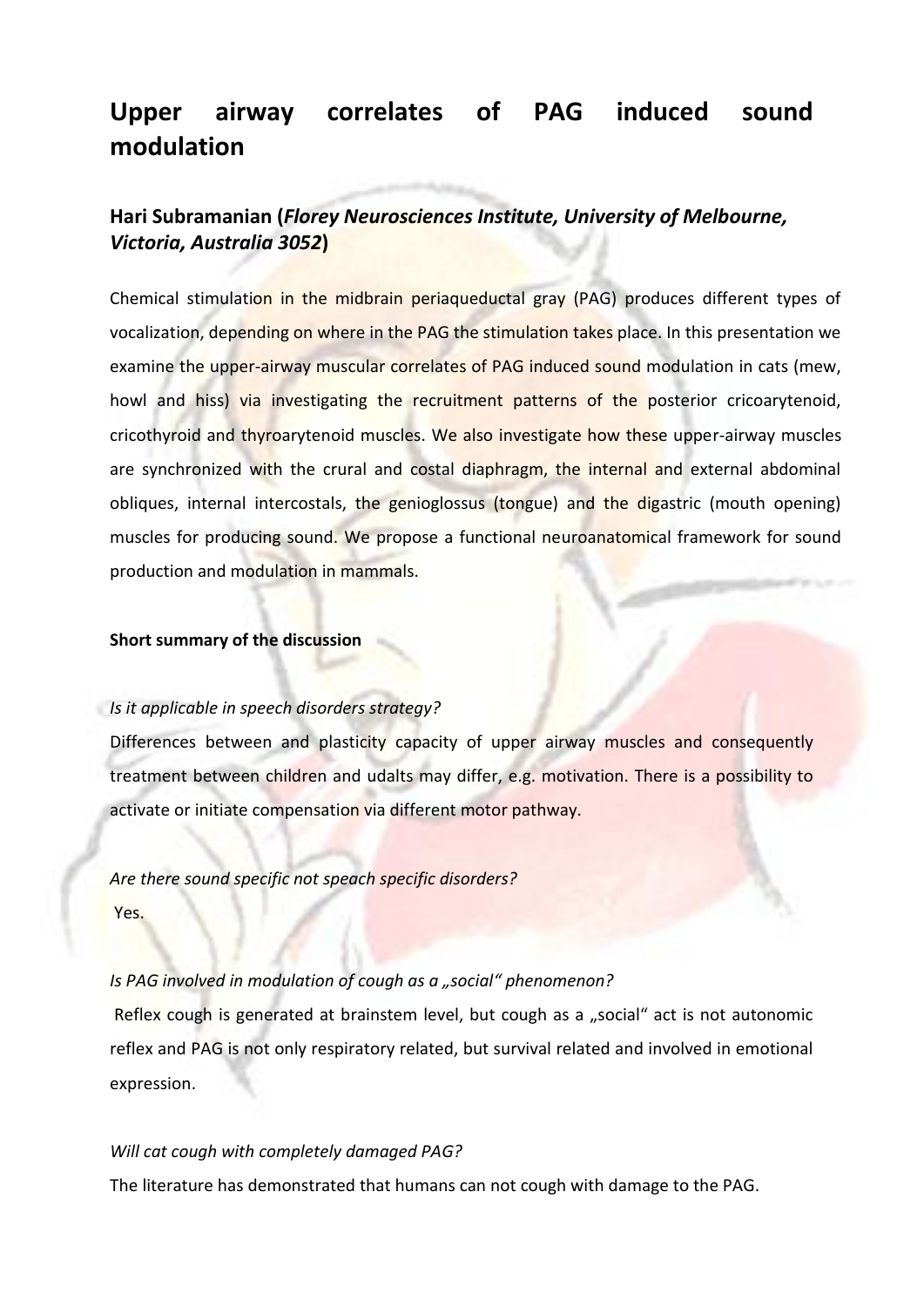# Upper airway correlates of PAG induced sound modulation

## Hari Subramanian (*Florey Neurosciences Institute, University of Melbourne, Victoria, Australia 3052*)

Chemical stimulation in the midbrain periaqueductal gray (PAG) produces different types of vocalization, depending on where in the PAG the stimulation takes place. In this presentation we examine the upper-airway muscular correlates of PAG induced sound modulation in cats (mew, howl and hiss) via investigating the recruitment patterns of the posterior cricoarytenoid, cricothyroid and thyroarytenoid muscles. We also investigate how these upper-airway muscles are synchronized with the crural and costal diaphragm, the internal and external abdominal obliques, internal intercostals, the genioglossus (tongue) and the digastric (mouth opening) muscles for producing sound. We propose a functional neuroanatomical framework for sound production and modulation in mammals.

**Short summary of the discussion**

*Is it applicable in speech disorders strategy?*

Differences between and plasticity capacity of upper airway muscles and consequently treatment between children and udalts may differ, e.g. motivation. There is a possibility to activate or initiate compensation via different motor pathway.

*Are there sound specific not speach specific disorders?*

Yes.

*Is PAG involved in modulation of cough as a „social" phenomenon?*

Reflex cough is generated at brainstem level, but cough as a „social" act is not autonomic reflex and PAG is not only respiratory related, but survival related and involved in emotional expression.

*Will cat cough with completely damaged PAG?*

The literature has demonstrated that humans can not cough with damage to the PAG.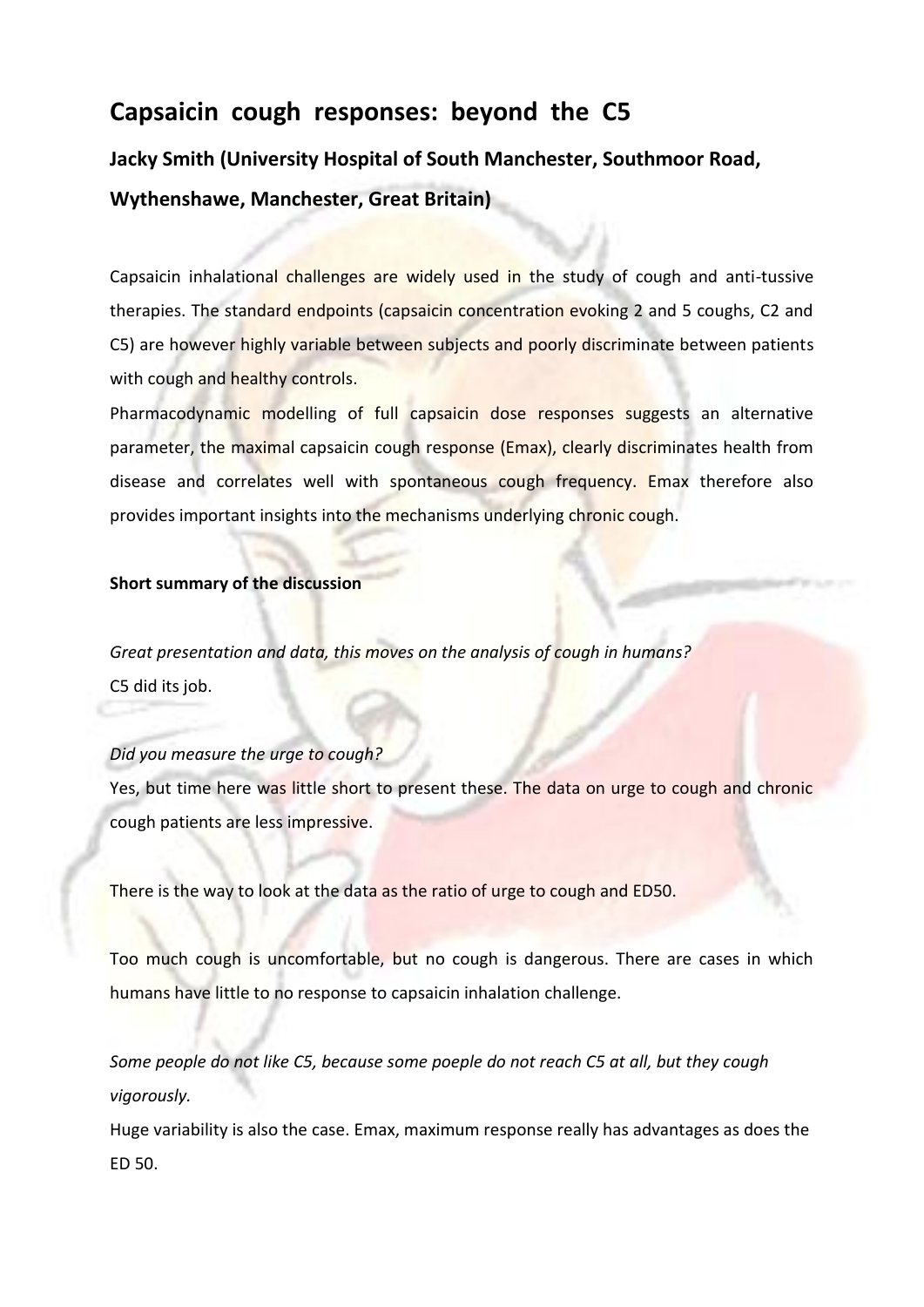# Capsaicin cough responses: beyond the C5

## Jacky Smith (University Hospital of South Manchester, Southmoor Road, Wythenshawe, Manchester, Great Britain)

Capsaicin inhalational challenges are widely used in the study of cough and anti-tussive therapies. The standard endpoints (capsaicin concentration evoking 2 and 5 coughs, C2 and C5) are however highly variable between subjects and poorly discriminate between patients with cough and healthy controls.

Pharmacodynamic modelling of full capsaicin dose responses suggests an alternative parameter, the maximal capsaicin cough response (Emax), clearly discriminates health from disease and correlates well with spontaneous cough frequency. Emax therefore also provides important insights into the mechanisms underlying chronic cough.

**Short summary of the discussion**

*Great presentation and data, this moves on the analysis of cough in humans?*
C5 did its job.

*Did you measure the urge to cough?*
Yes, but time here was little short to present these. The data on urge to cough and chronic cough patients are less impressive.

There is the way to look at the data as the ratio of urge to cough and ED50.

Too much cough is uncomfortable, but no cough is dangerous. There are cases in which humans have little to no response to capsaicin inhalation challenge.

*Some people do not like C5, because some poeple do not reach C5 at all, but they cough vigorously.*
Huge variability is also the case. Emax, maximum response really has advantages as does the ED 50.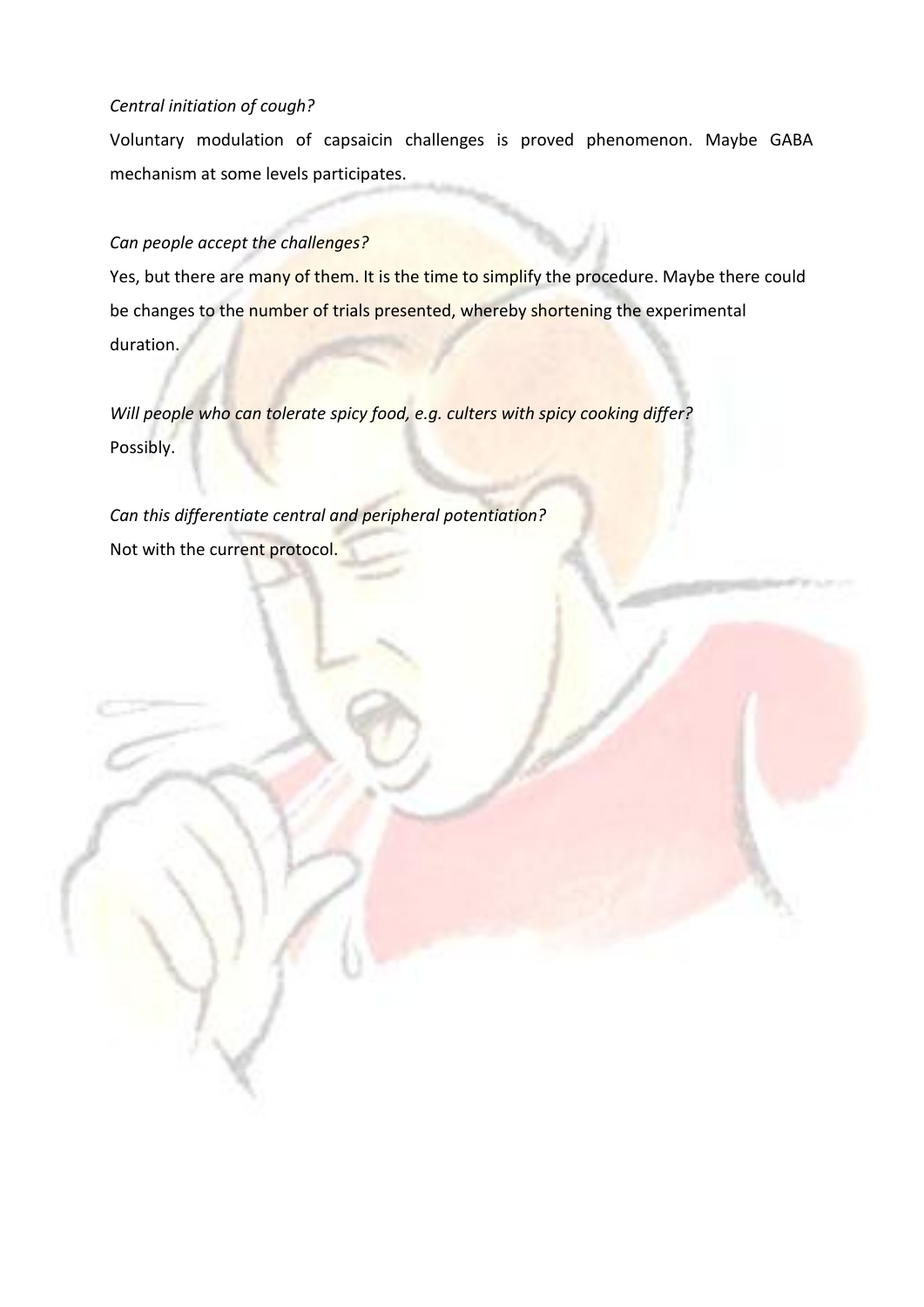*Central initiation of cough?*

Voluntary modulation of capsaicin challenges is proved phenomenon. Maybe GABA mechanism at some levels participates.

*Can people accept the challenges?*

Yes, but there are many of them. It is the time to simplify the procedure. Maybe there could be changes to the number of trials presented, whereby shortening the experimental duration.

*Will people who can tolerate spicy food, e.g. culters with spicy cooking differ?*

Possibly.

*Can this differentiate central and peripheral potentiation?*

Not with the current protocol.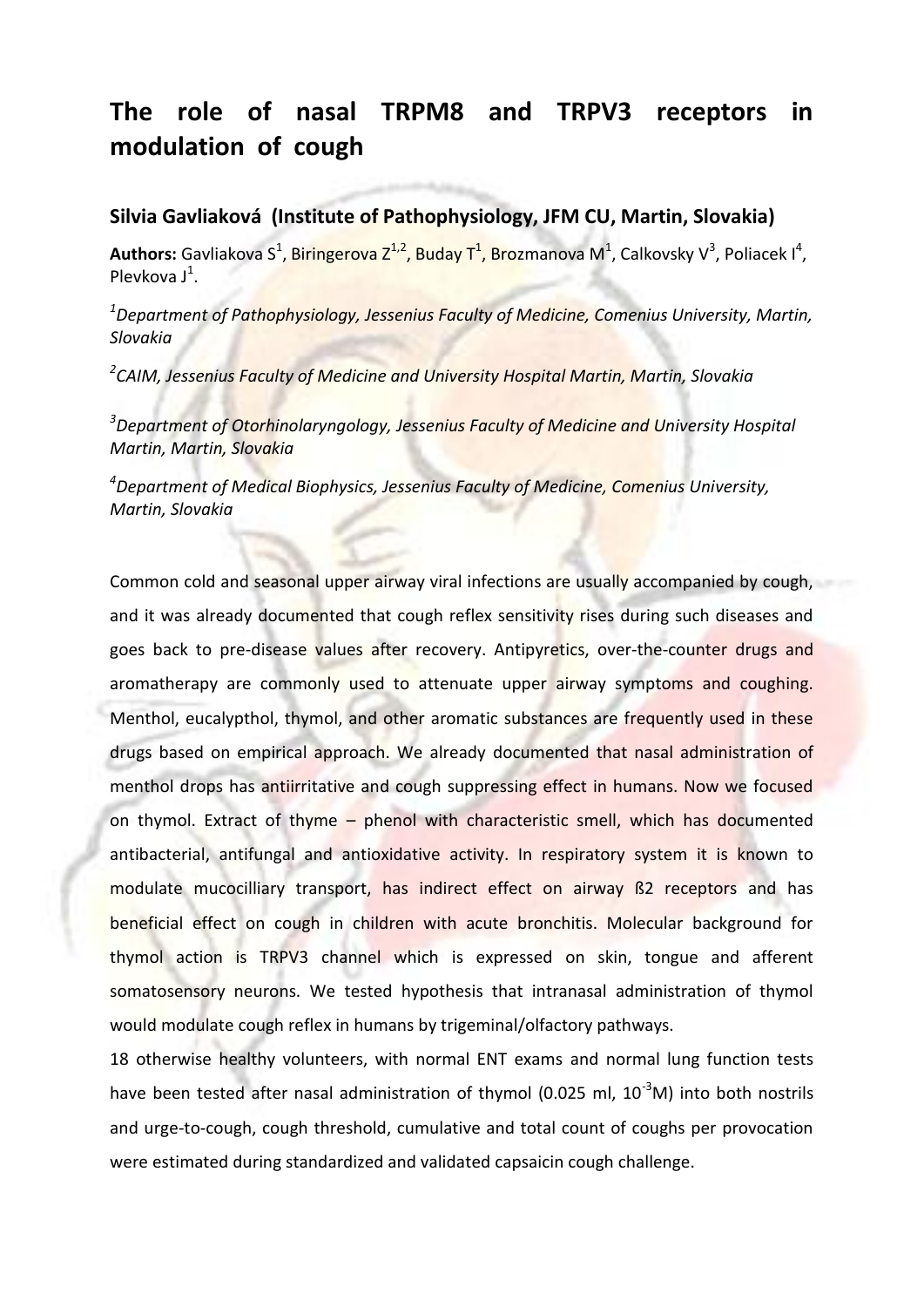# The role of nasal TRPM8 and TRPV3 receptors in modulation of cough

**Silvia Gavliaková (Institute of Pathophysiology, JFM CU, Martin, Slovakia)**

**Authors:** Gavliakova S[1], Biringerova Z[1,2], Buday T[1], Brozmanova M[1], Calkovsky V[3], Poliacek I[4], Plevkova J[1].

*[1]Department of Pathophysiology, Jessenius Faculty of Medicine, Comenius University, Martin, Slovakia*

*[2]CAIM, Jessenius Faculty of Medicine and University Hospital Martin, Martin, Slovakia*

*[3]Department of Otorhinolaryngology, Jessenius Faculty of Medicine and University Hospital Martin, Martin, Slovakia*

*[4]Department of Medical Biophysics, Jessenius Faculty of Medicine, Comenius University, Martin, Slovakia*

Common cold and seasonal upper airway viral infections are usually accompanied by cough, and it was already documented that cough reflex sensitivity rises during such diseases and goes back to pre-disease values after recovery. Antipyretics, over-the-counter drugs and aromatherapy are commonly used to attenuate upper airway symptoms and coughing. Menthol, eucalypthol, thymol, and other aromatic substances are frequently used in these drugs based on empirical approach. We already documented that nasal administration of menthol drops has antiirritative and cough suppressing effect in humans. Now we focused on thymol. Extract of thyme – phenol with characteristic smell, which has documented antibacterial, antifungal and antioxidative activity. In respiratory system it is known to modulate mucocilliary transport, has indirect effect on airway ß2 receptors and has beneficial effect on cough in children with acute bronchitis. Molecular background for thymol action is TRPV3 channel which is expressed on skin, tongue and afferent somatosensory neurons. We tested hypothesis that intranasal administration of thymol would modulate cough reflex in humans by trigeminal/olfactory pathways.

18 otherwise healthy volunteers, with normal ENT exams and normal lung function tests have been tested after nasal administration of thymol (0.025 ml, $10^{-3}$M) into both nostrils and urge-to-cough, cough threshold, cumulative and total count of coughs per provocation were estimated during standardized and validated capsaicin cough challenge.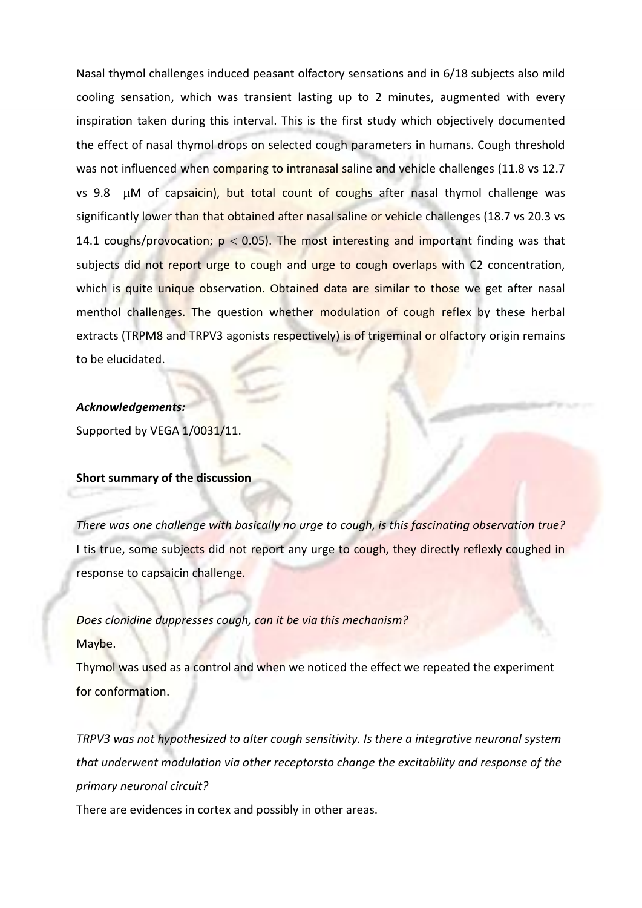Nasal thymol challenges induced peasant olfactory sensations and in 6/18 subjects also mild cooling sensation, which was transient lasting up to 2 minutes, augmented with every inspiration taken during this interval. This is the first study which objectively documented the effect of nasal thymol drops on selected cough parameters in humans. Cough threshold was not influenced when comparing to intranasal saline and vehicle challenges (11.8 vs 12.7 vs 9.8 μM of capsaicin), but total count of coughs after nasal thymol challenge was significantly lower than that obtained after nasal saline or vehicle challenges (18.7 vs 20.3 vs 14.1 coughs/provocation; $p < 0.05$). The most interesting and important finding was that subjects did not report urge to cough and urge to cough overlaps with C2 concentration, which is quite unique observation. Obtained data are similar to those we get after nasal menthol challenges. The question whether modulation of cough reflex by these herbal extracts (TRPM8 and TRPV3 agonists respectively) is of trigeminal or olfactory origin remains to be elucidated.

***Acknowledgements:***

Supported by VEGA 1/0031/11.

**Short summary of the discussion**

*There was one challenge with basically no urge to cough, is this fascinating observation true?*

I tis true, some subjects did not report any urge to cough, they directly reflexly coughed in response to capsaicin challenge.

*Does clonidine duppresses cough, can it be via this mechanism?*

Maybe.

Thymol was used as a control and when we noticed the effect we repeated the experiment for conformation.

*TRPV3 was not hypothesized to alter cough sensitivity. Is there a integrative neuronal system that underwent modulation via other receptorsto change the excitability and response of the primary neuronal circuit?*

There are evidences in cortex and possibly in other areas.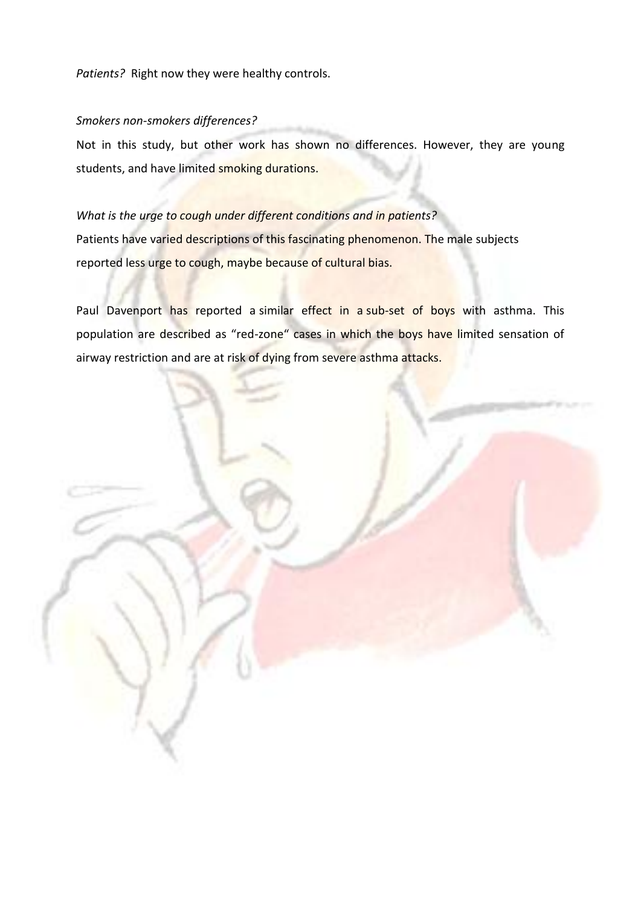*Patients?* Right now they were healthy controls.

*Smokers non-smokers differences?*

Not in this study, but other work has shown no differences. However, they are young students, and have limited smoking durations.

*What is the urge to cough under different conditions and in patients?*

Patients have varied descriptions of this fascinating phenomenon. The male subjects reported less urge to cough, maybe because of cultural bias.

Paul Davenport has reported a similar effect in a sub-set of boys with asthma. This population are described as "red-zone" cases in which the boys have limited sensation of airway restriction and are at risk of dying from severe asthma attacks.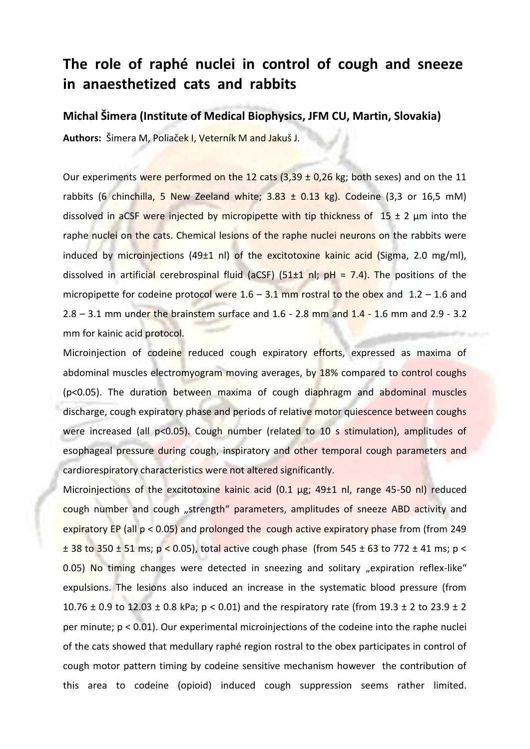# The role of raphé nuclei in control of cough and sneeze in anaesthetized cats and rabbits

## Michal Šimera (Institute of Medical Biophysics, JFM CU, Martin, Slovakia)

**Authors:** Šimera M, Poliaček I, Veterník M and Jakuš J.

Our experiments were performed on the 12 cats (3,39 ± 0,26 kg; both sexes) and on the 11 rabbits (6 chinchilla, 5 New Zeeland white; 3.83 ± 0.13 kg). Codeine (3,3 or 16,5 mM) dissolved in aCSF were injected by micropipette with tip thickness of 15 ± 2 µm into the raphe nuclei on the cats. Chemical lesions of the raphe nuclei neurons on the rabbits were induced by microinjections (49±1 nl) of the excitotoxine kainic acid (Sigma, 2.0 mg/ml), dissolved in artificial cerebrospinal fluid (aCSF) (51±1 nl; pH = 7.4). The positions of the micropipette for codeine protocol were 1.6 – 3.1 mm rostral to the obex and 1.2 – 1.6 and 2.8 – 3.1 mm under the brainstem surface and 1.6 - 2.8 mm and 1.4 - 1.6 mm and 2.9 - 3.2 mm for kainic acid protocol.

Microinjection of codeine reduced cough expiratory efforts, expressed as maxima of abdominal muscles electromyogram moving averages, by 18% compared to control coughs ($p<0.05$). The duration between maxima of cough diaphragm and abdominal muscles discharge, cough expiratory phase and periods of relative motor quiescence between coughs were increased (all $p<0.05$). Cough number (related to 10 s stimulation), amplitudes of esophageal pressure during cough, inspiratory and other temporal cough parameters and cardiorespiratory characteristics were not altered significantly.

Microinjections of the excitotoxine kainic acid (0.1 µg; 49±1 nl, range 45-50 nl) reduced cough number and cough „strength" parameters, amplitudes of sneeze ABD activity and expiratory EP (all $p < 0.05$) and prolonged the cough active expiratory phase from (from 249 ± 38 to 350 ± 51 ms; $p < 0.05$), total active cough phase (from 545 ± 63 to 772 ± 41 ms; $p < 0.05$) No timing changes were detected in sneezing and solitary „expiration reflex-like" expulsions. The lesions also induced an increase in the systematic blood pressure (from 10.76 ± 0.9 to 12.03 ± 0.8 kPa; $p < 0.01$) and the respiratory rate (from 19.3 ± 2 to 23.9 ± 2 per minute; $p < 0.01$). Our experimental microinjections of the codeine into the raphe nuclei of the cats showed that medullary raphé region rostral to the obex participates in control of cough motor pattern timing by codeine sensitive mechanism however the contribution of this area to codeine (opioid) induced cough suppression seems rather limited.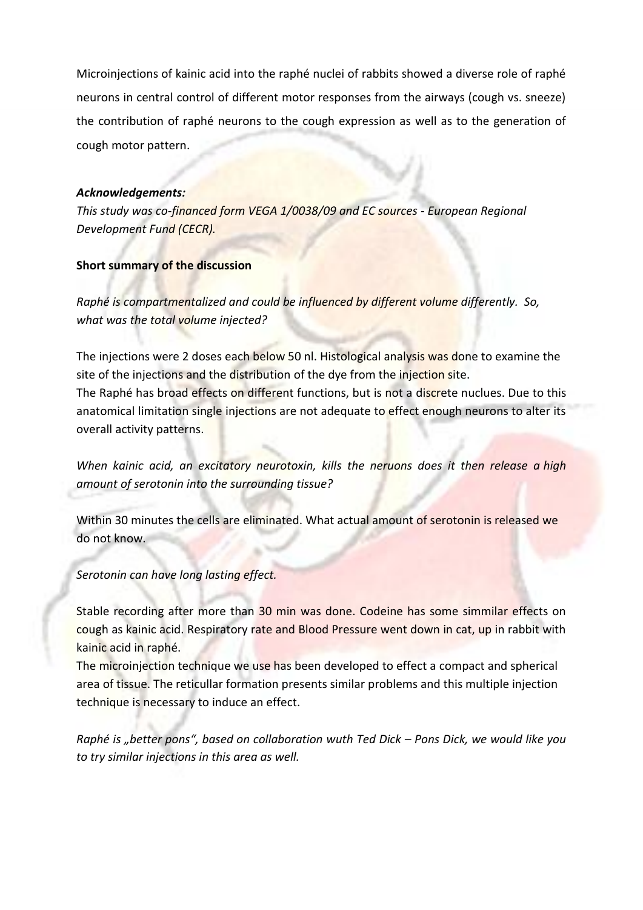Microinjections of kainic acid into the raphé nuclei of rabbits showed a diverse role of raphé neurons in central control of different motor responses from the airways (cough vs. sneeze) the contribution of raphé neurons to the cough expression as well as to the generation of cough motor pattern.

***Acknowledgements:***

*This study was co-financed form VEGA 1/0038/09 and EC sources - European Regional Development Fund (CECR).*

**Short summary of the discussion**

*Raphé is compartmentalized and could be influenced by different volume differently. So, what was the total volume injected?*

The injections were 2 doses each below 50 nl. Histological analysis was done to examine the site of the injections and the distribution of the dye from the injection site.
The Raphé has broad effects on different functions, but is not a discrete nuclues. Due to this anatomical limitation single injections are not adequate to effect enough neurons to alter its overall activity patterns.

*When kainic acid, an excitatory neurotoxin, kills the neruons does it then release a high amount of serotonin into the surrounding tissue?*

Within 30 minutes the cells are eliminated. What actual amount of serotonin is released we do not know.

*Serotonin can have long lasting effect.*

Stable recording after more than 30 min was done. Codeine has some simmilar effects on cough as kainic acid. Respiratory rate and Blood Pressure went down in cat, up in rabbit with kainic acid in raphé.
The microinjection technique we use has been developed to effect a compact and spherical area of tissue. The reticullar formation presents similar problems and this multiple injection technique is necessary to induce an effect.

*Raphé is „better pons", based on collaboration wuth Ted Dick – Pons Dick, we would like you to try similar injections in this area as well.*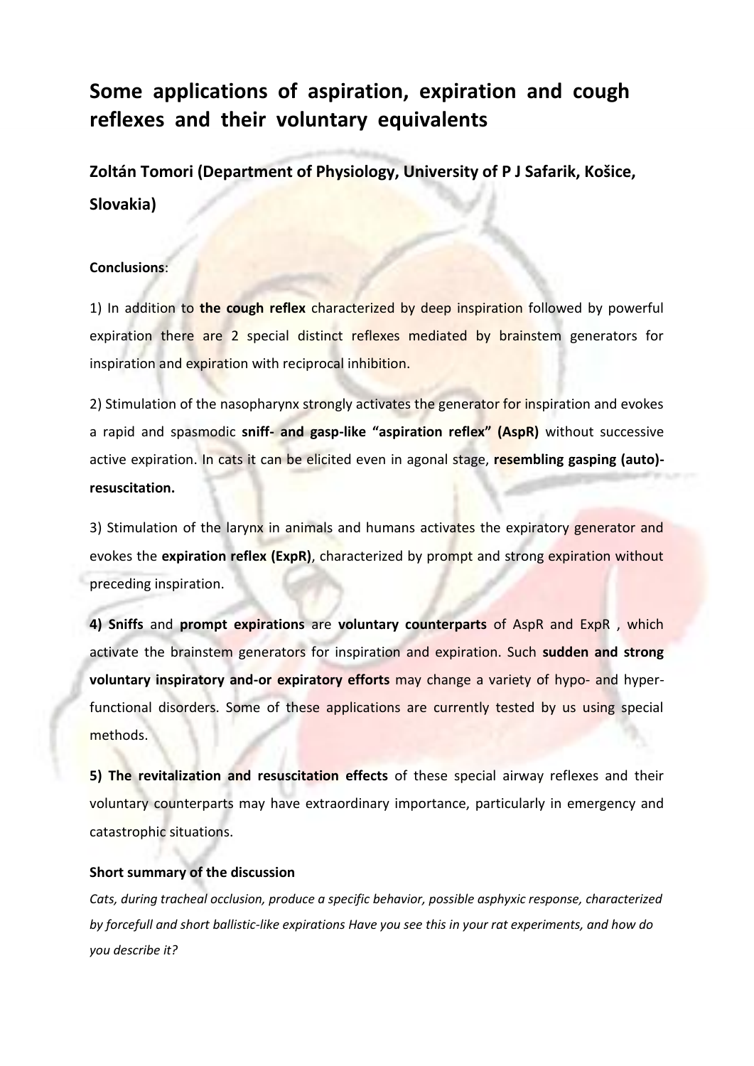# Some applications of aspiration, expiration and cough reflexes and their voluntary equivalents

## Zoltán Tomori (Department of Physiology, University of P J Safarik, Košice, Slovakia)

**Conclusions**:

1) In addition to **the cough reflex** characterized by deep inspiration followed by powerful expiration there are 2 special distinct reflexes mediated by brainstem generators for inspiration and expiration with reciprocal inhibition.

2) Stimulation of the nasopharynx strongly activates the generator for inspiration and evokes a rapid and spasmodic **sniff- and gasp-like "aspiration reflex" (AspR)** without successive active expiration. In cats it can be elicited even in agonal stage, **resembling gasping (auto)-resuscitation.**

3) Stimulation of the larynx in animals and humans activates the expiratory generator and evokes the **expiration reflex (ExpR)**, characterized by prompt and strong expiration without preceding inspiration.

**4) Sniffs** and **prompt expirations** are **voluntary counterparts** of AspR and ExpR , which activate the brainstem generators for inspiration and expiration. Such **sudden and strong voluntary inspiratory and-or expiratory efforts** may change a variety of hypo- and hyper-functional disorders. Some of these applications are currently tested by us using special methods.

**5) The revitalization and resuscitation effects** of these special airway reflexes and their voluntary counterparts may have extraordinary importance, particularly in emergency and catastrophic situations.

**Short summary of the discussion**

*Cats, during tracheal occlusion, produce a specific behavior, possible asphyxic response, characterized by forcefull and short ballistic-like expirations Have you see this in your rat experiments, and how do you describe it?*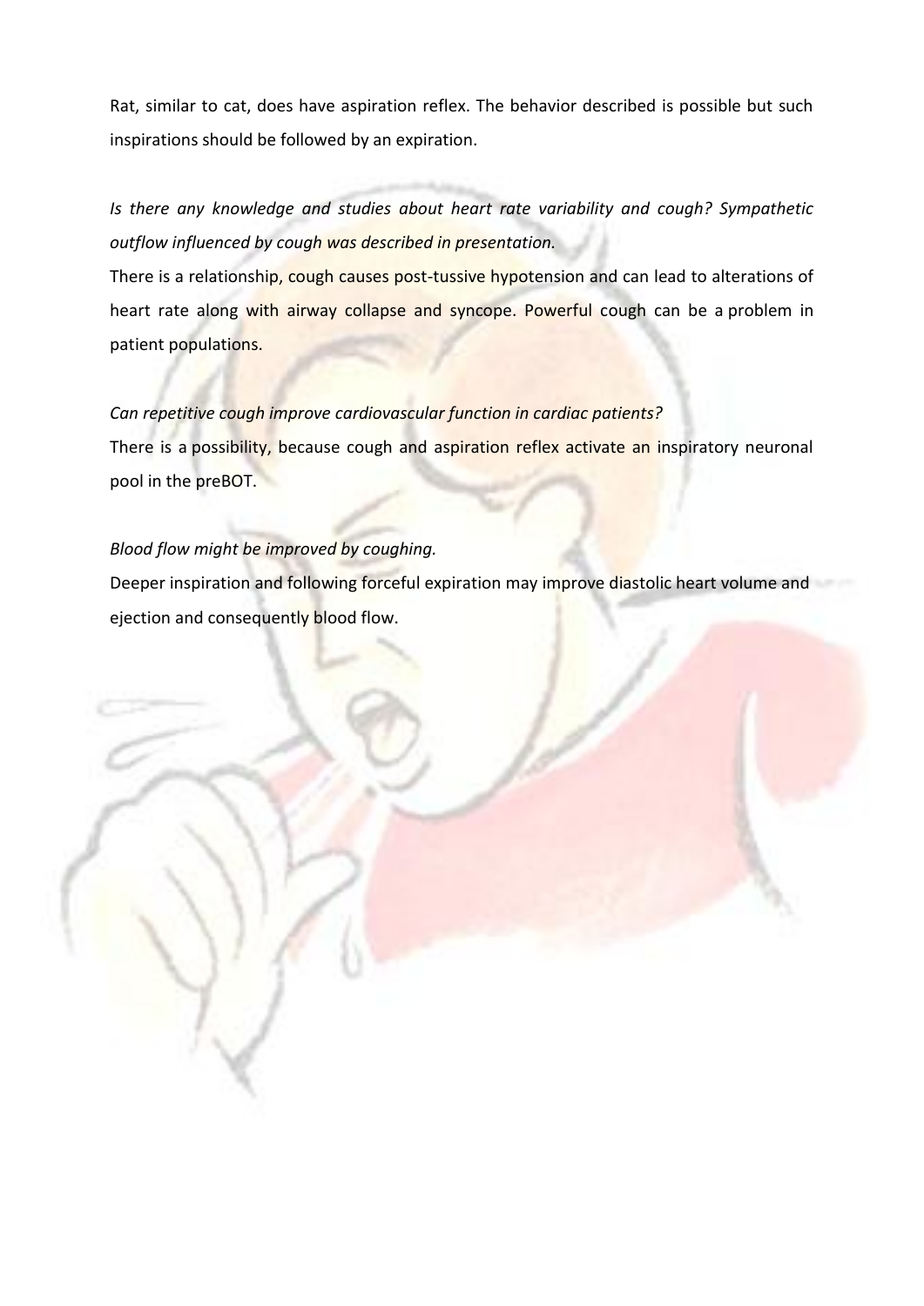Rat, similar to cat, does have aspiration reflex. The behavior described is possible but such inspirations should be followed by an expiration.

*Is there any knowledge and studies about heart rate variability and cough? Sympathetic outflow influenced by cough was described in presentation.*

There is a relationship, cough causes post-tussive hypotension and can lead to alterations of heart rate along with airway collapse and syncope. Powerful cough can be a problem in patient populations.

*Can repetitive cough improve cardiovascular function in cardiac patients?*

There is a possibility, because cough and aspiration reflex activate an inspiratory neuronal pool in the preBOT.

*Blood flow might be improved by coughing.*

Deeper inspiration and following forceful expiration may improve diastolic heart volume and ejection and consequently blood flow.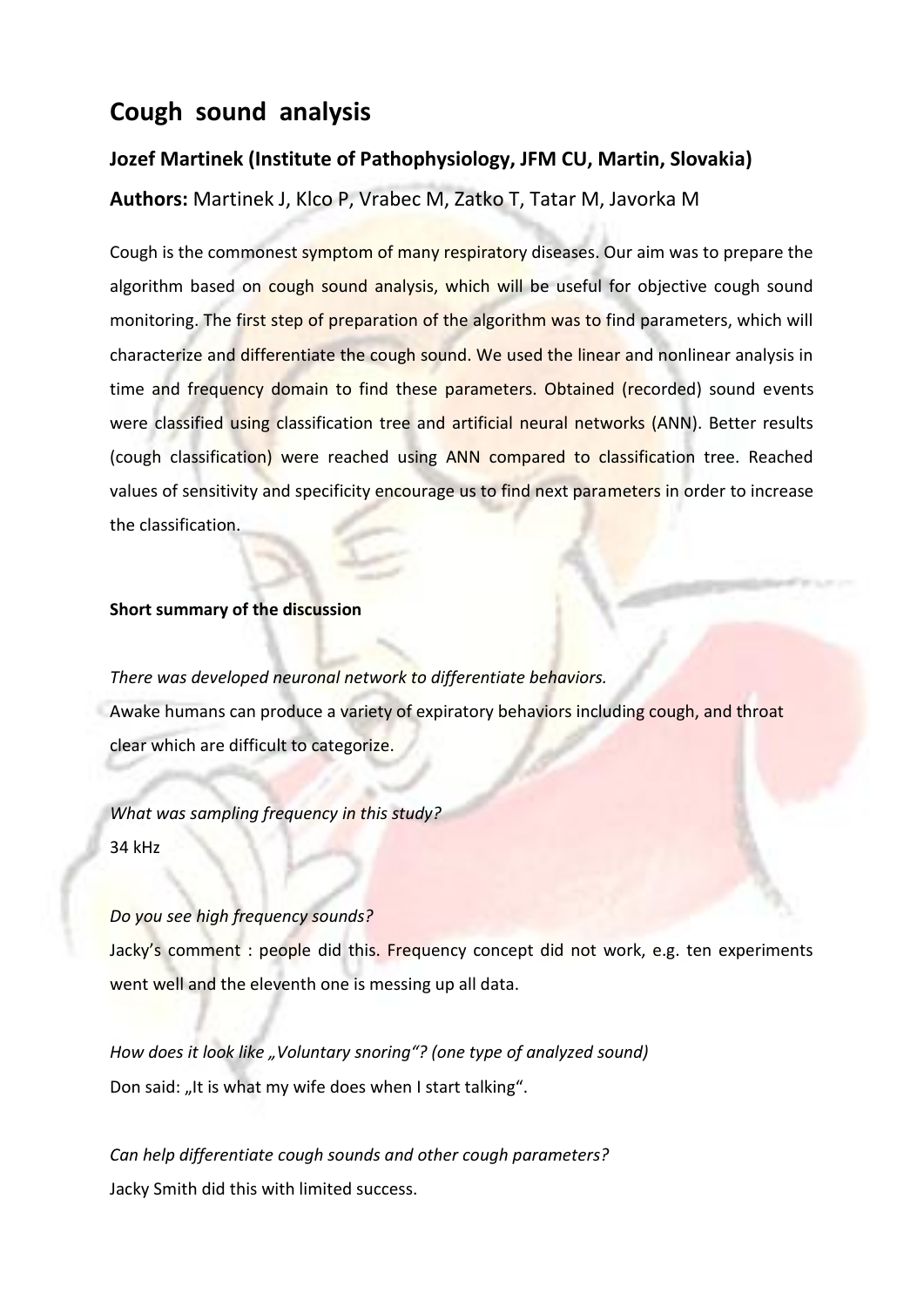# Cough sound analysis

### Jozef Martinek (Institute of Pathophysiology, JFM CU, Martin, Slovakia)

**Authors:** Martinek J, Klco P, Vrabec M, Zatko T, Tatar M, Javorka M

Cough is the commonest symptom of many respiratory diseases. Our aim was to prepare the algorithm based on cough sound analysis, which will be useful for objective cough sound monitoring. The first step of preparation of the algorithm was to find parameters, which will characterize and differentiate the cough sound. We used the linear and nonlinear analysis in time and frequency domain to find these parameters. Obtained (recorded) sound events were classified using classification tree and artificial neural networks (ANN). Better results (cough classification) were reached using ANN compared to classification tree. Reached values of sensitivity and specificity encourage us to find next parameters in order to increase the classification.

**Short summary of the discussion**

*There was developed neuronal network to differentiate behaviors.*
Awake humans can produce a variety of expiratory behaviors including cough, and throat clear which are difficult to categorize.

*What was sampling frequency in this study?*
34 kHz

*Do you see high frequency sounds?*
Jacky's comment : people did this. Frequency concept did not work, e.g. ten experiments went well and the eleventh one is messing up all data.

*How does it look like „Voluntary snoring"? (one type of analyzed sound)*
Don said: „It is what my wife does when I start talking".

*Can help differentiate cough sounds and other cough parameters?*
Jacky Smith did this with limited success.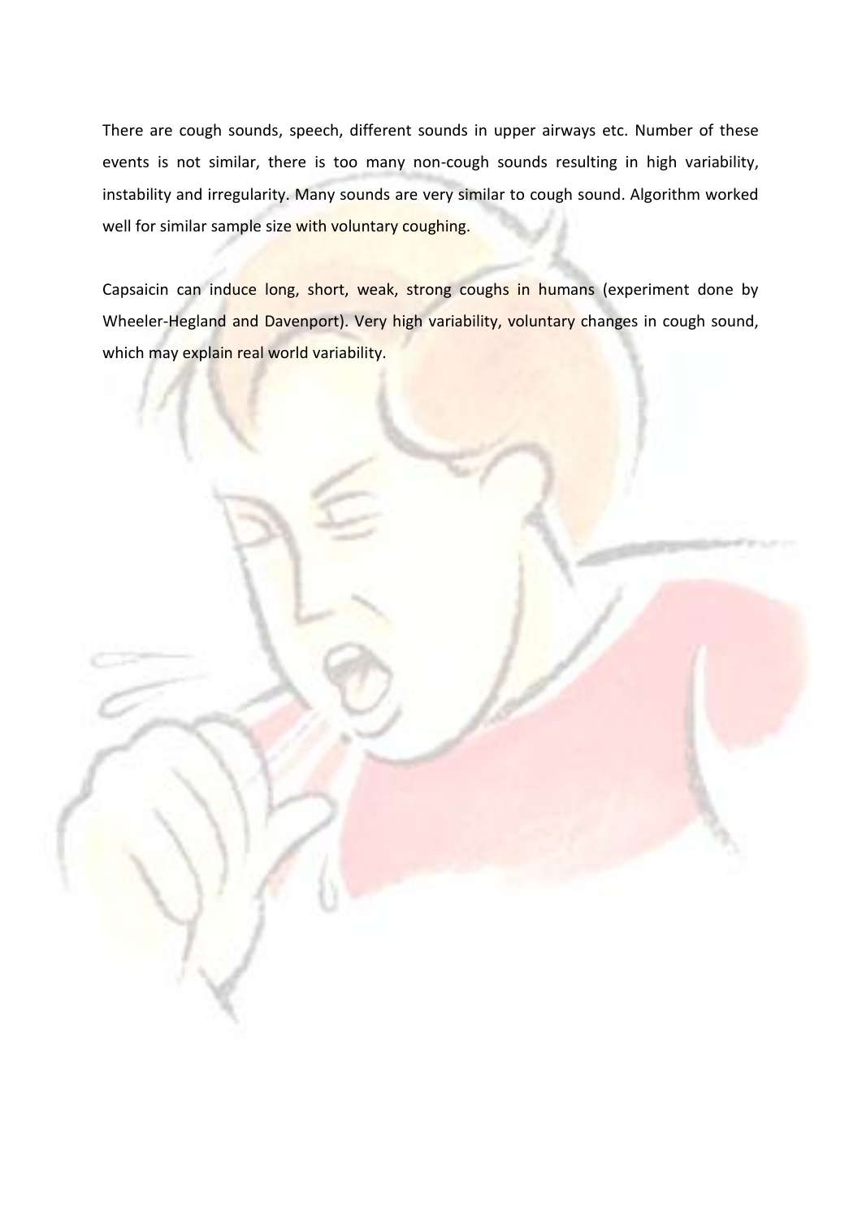There are cough sounds, speech, different sounds in upper airways etc. Number of these events is not similar, there is too many non-cough sounds resulting in high variability, instability and irregularity. Many sounds are very similar to cough sound. Algorithm worked well for similar sample size with voluntary coughing.

Capsaicin can induce long, short, weak, strong coughs in humans (experiment done by Wheeler-Hegland and Davenport). Very high variability, voluntary changes in cough sound, which may explain real world variability.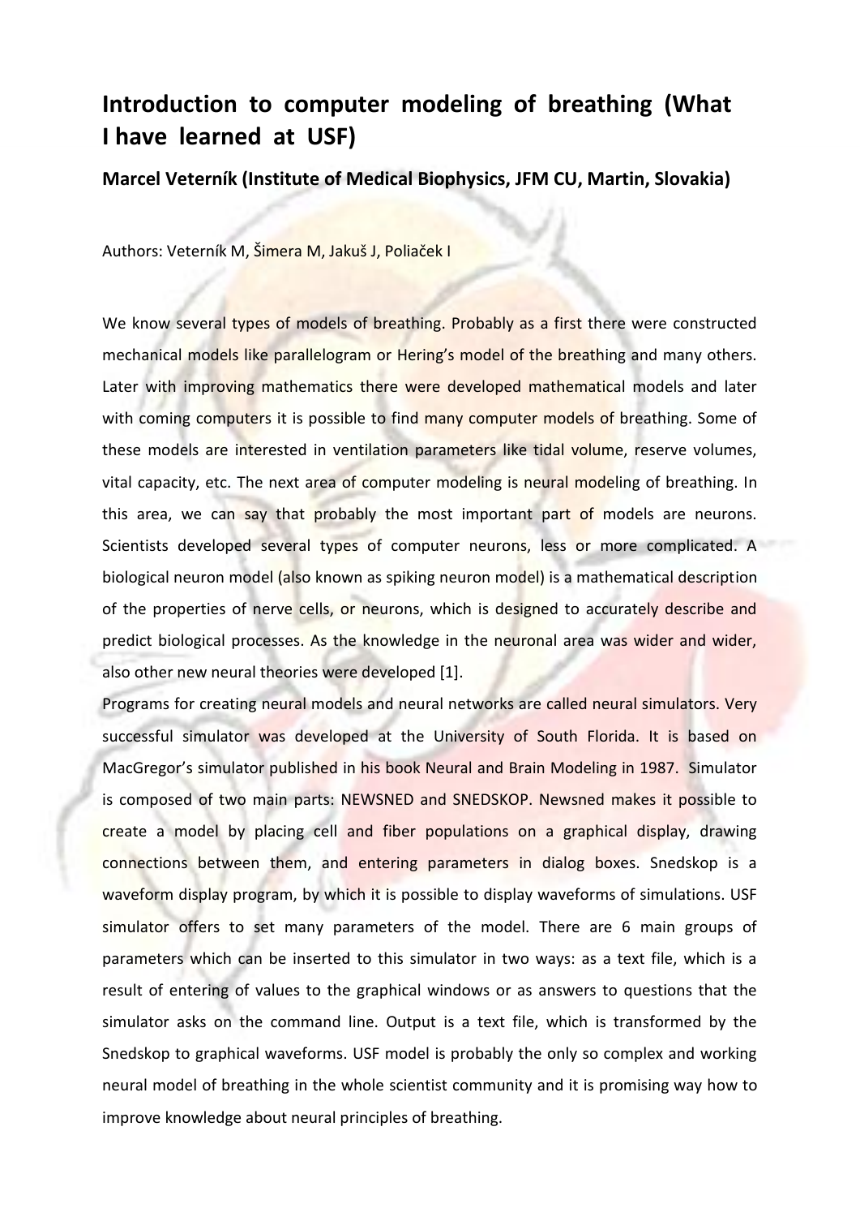# Introduction to computer modeling of breathing (What I have learned at USF)

## Marcel Veterník (Institute of Medical Biophysics, JFM CU, Martin, Slovakia)

Authors: Veterník M, Šimera M, Jakuš J, Poliaček I

We know several types of models of breathing. Probably as a first there were constructed mechanical models like parallelogram or Hering's model of the breathing and many others. Later with improving mathematics there were developed mathematical models and later with coming computers it is possible to find many computer models of breathing. Some of these models are interested in ventilation parameters like tidal volume, reserve volumes, vital capacity, etc. The next area of computer modeling is neural modeling of breathing. In this area, we can say that probably the most important part of models are neurons. Scientists developed several types of computer neurons, less or more complicated. A biological neuron model (also known as spiking neuron model) is a mathematical description of the properties of nerve cells, or neurons, which is designed to accurately describe and predict biological processes. As the knowledge in the neuronal area was wider and wider, also other new neural theories were developed [1].

Programs for creating neural models and neural networks are called neural simulators. Very successful simulator was developed at the University of South Florida. It is based on MacGregor's simulator published in his book Neural and Brain Modeling in 1987. Simulator is composed of two main parts: NEWSNED and SNEDSKOP. Newsned makes it possible to create a model by placing cell and fiber populations on a graphical display, drawing connections between them, and entering parameters in dialog boxes. Snedskop is a waveform display program, by which it is possible to display waveforms of simulations. USF simulator offers to set many parameters of the model. There are 6 main groups of parameters which can be inserted to this simulator in two ways: as a text file, which is a result of entering of values to the graphical windows or as answers to questions that the simulator asks on the command line. Output is a text file, which is transformed by the Snedskop to graphical waveforms. USF model is probably the only so complex and working neural model of breathing in the whole scientist community and it is promising way how to improve knowledge about neural principles of breathing.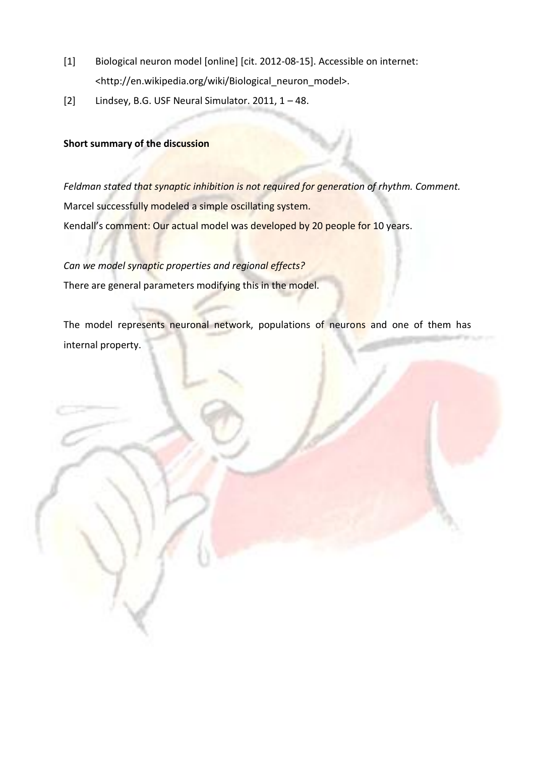[1] Biological neuron model [online] [cit. 2012-08-15]. Accessible on internet: <http://en.wikipedia.org/wiki/Biological_neuron_model>.

[2] Lindsey, B.G. USF Neural Simulator. 2011, 1 – 48.

**Short summary of the discussion**

*Feldman stated that synaptic inhibition is not required for generation of rhythm. Comment.*

Marcel successfully modeled a simple oscillating system.

Kendall's comment: Our actual model was developed by 20 people for 10 years.

*Can we model synaptic properties and regional effects?*

There are general parameters modifying this in the model.

The model represents neuronal network, populations of neurons and one of them has internal property.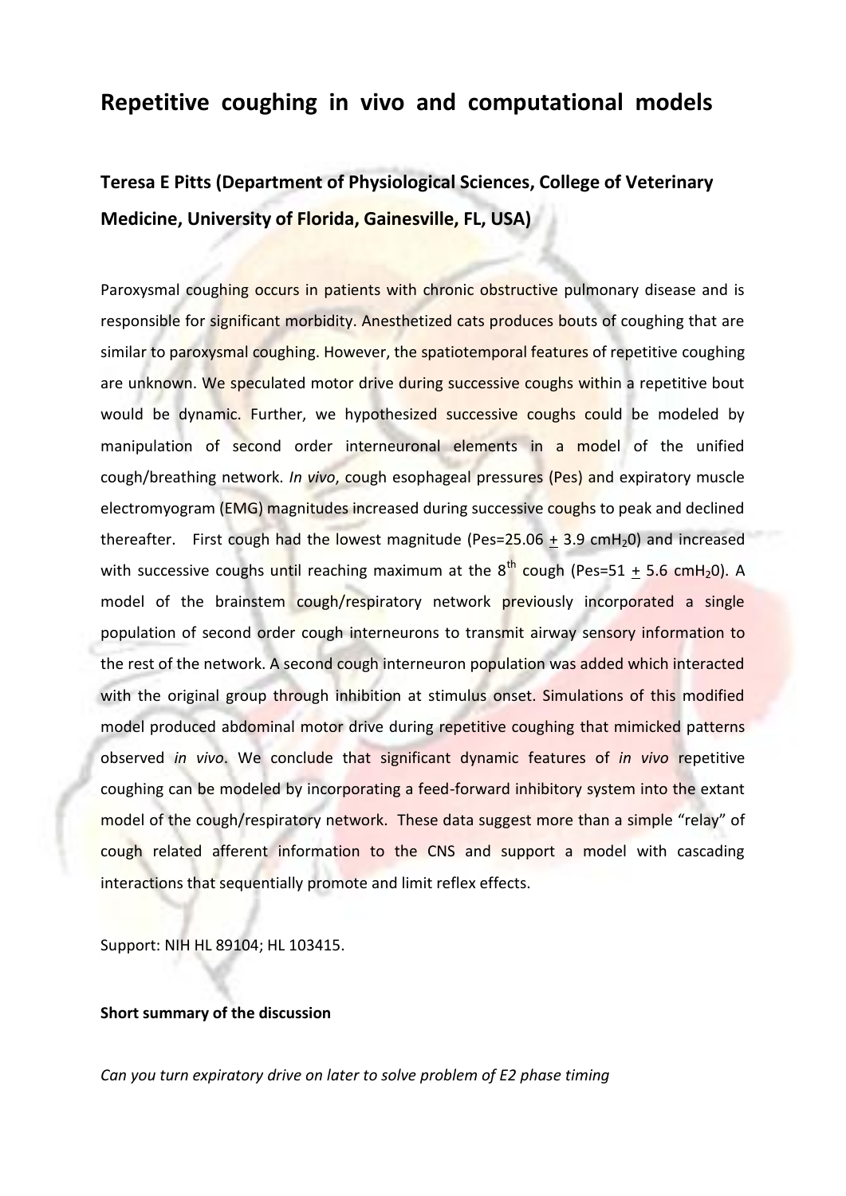# Repetitive coughing in vivo and computational models

## Teresa E Pitts (Department of Physiological Sciences, College of Veterinary Medicine, University of Florida, Gainesville, FL, USA)

Paroxysmal coughing occurs in patients with chronic obstructive pulmonary disease and is responsible for significant morbidity. Anesthetized cats produces bouts of coughing that are similar to paroxysmal coughing. However, the spatiotemporal features of repetitive coughing are unknown. We speculated motor drive during successive coughs within a repetitive bout would be dynamic. Further, we hypothesized successive coughs could be modeled by manipulation of second order interneuronal elements in a model of the unified cough/breathing network. *In vivo*, cough esophageal pressures (Pes) and expiratory muscle electromyogram (EMG) magnitudes increased during successive coughs to peak and declined thereafter. First cough had the lowest magnitude (Pes=25.06 $\pm$ 3.9 cm$H_2$0) and increased with successive coughs until reaching maximum at the 8$^{th}$ cough (Pes=51 $\pm$ 5.6 cm$H_2$0). A model of the brainstem cough/respiratory network previously incorporated a single population of second order cough interneurons to transmit airway sensory information to the rest of the network. A second cough interneuron population was added which interacted with the original group through inhibition at stimulus onset. Simulations of this modified model produced abdominal motor drive during repetitive coughing that mimicked patterns observed *in vivo*. We conclude that significant dynamic features of *in vivo* repetitive coughing can be modeled by incorporating a feed-forward inhibitory system into the extant model of the cough/respiratory network. These data suggest more than a simple "relay" of cough related afferent information to the CNS and support a model with cascading interactions that sequentially promote and limit reflex effects.

Support: NIH HL 89104; HL 103415.

**Short summary of the discussion**

*Can you turn expiratory drive on later to solve problem of E2 phase timing*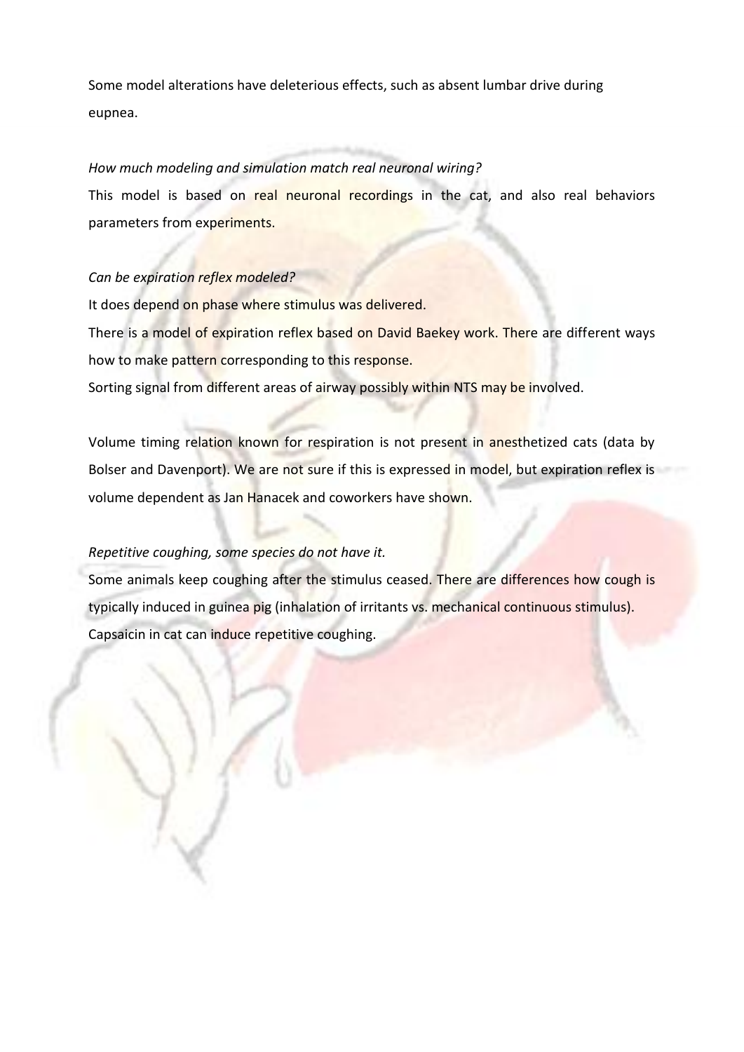Some model alterations have deleterious effects, such as absent lumbar drive during eupnea.

*How much modeling and simulation match real neuronal wiring?*

This model is based on real neuronal recordings in the cat, and also real behaviors parameters from experiments.

*Can be expiration reflex modeled?*

It does depend on phase where stimulus was delivered.

There is a model of expiration reflex based on David Baekey work. There are different ways how to make pattern corresponding to this response.

Sorting signal from different areas of airway possibly within NTS may be involved.

Volume timing relation known for respiration is not present in anesthetized cats (data by Bolser and Davenport). We are not sure if this is expressed in model, but expiration reflex is volume dependent as Jan Hanacek and coworkers have shown.

*Repetitive coughing, some species do not have it.*

Some animals keep coughing after the stimulus ceased. There are differences how cough is typically induced in guinea pig (inhalation of irritants vs. mechanical continuous stimulus). Capsaicin in cat can induce repetitive coughing.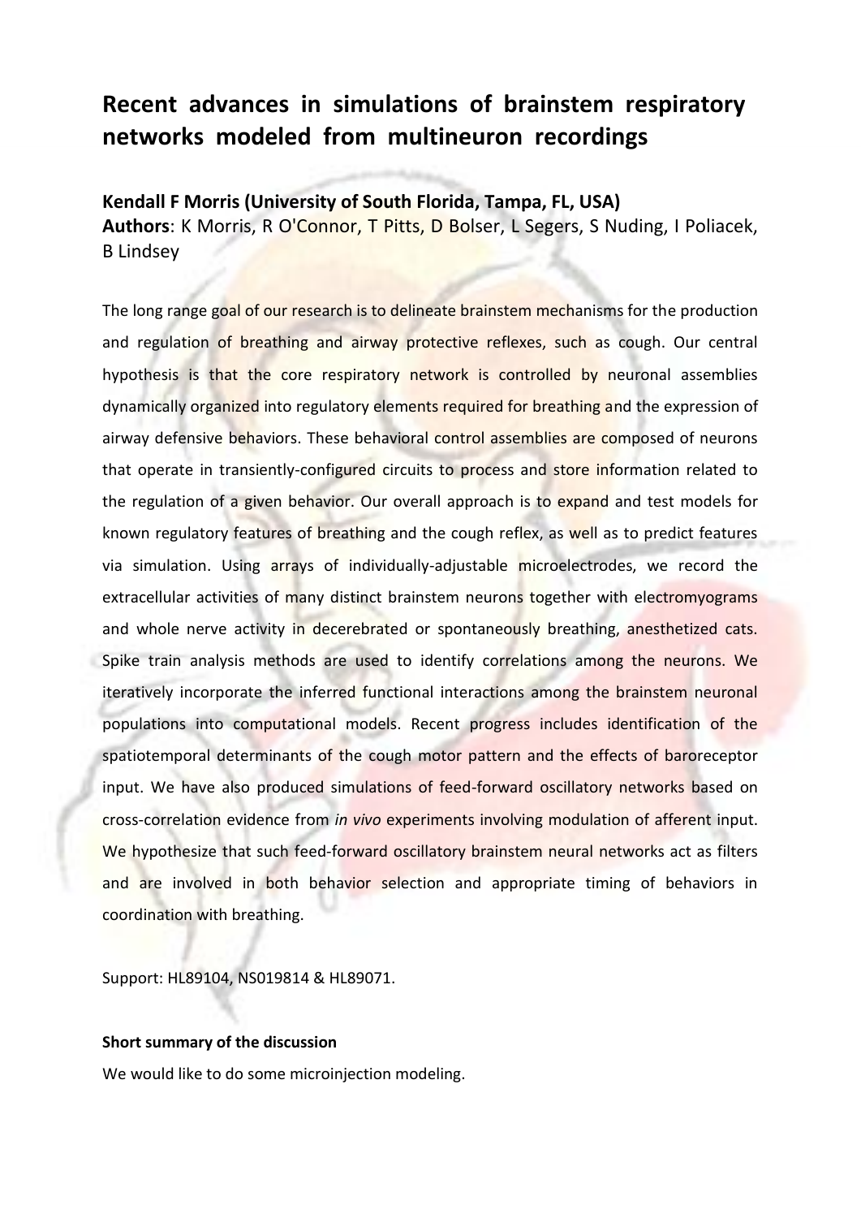# Recent advances in simulations of brainstem respiratory networks modeled from multineuron recordings

**Kendall F Morris (University of South Florida, Tampa, FL, USA)**
**Authors**: K Morris, R O'Connor, T Pitts, D Bolser, L Segers, S Nuding, I Poliacek, B Lindsey

The long range goal of our research is to delineate brainstem mechanisms for the production and regulation of breathing and airway protective reflexes, such as cough. Our central hypothesis is that the core respiratory network is controlled by neuronal assemblies dynamically organized into regulatory elements required for breathing and the expression of airway defensive behaviors. These behavioral control assemblies are composed of neurons that operate in transiently-configured circuits to process and store information related to the regulation of a given behavior. Our overall approach is to expand and test models for known regulatory features of breathing and the cough reflex, as well as to predict features via simulation. Using arrays of individually-adjustable microelectrodes, we record the extracellular activities of many distinct brainstem neurons together with electromyograms and whole nerve activity in decerebrated or spontaneously breathing, anesthetized cats. Spike train analysis methods are used to identify correlations among the neurons. We iteratively incorporate the inferred functional interactions among the brainstem neuronal populations into computational models. Recent progress includes identification of the spatiotemporal determinants of the cough motor pattern and the effects of baroreceptor input. We have also produced simulations of feed-forward oscillatory networks based on cross-correlation evidence from *in vivo* experiments involving modulation of afferent input. We hypothesize that such feed-forward oscillatory brainstem neural networks act as filters and are involved in both behavior selection and appropriate timing of behaviors in coordination with breathing.

Support: HL89104, NS019814 & HL89071.

**Short summary of the discussion**

We would like to do some microinjection modeling.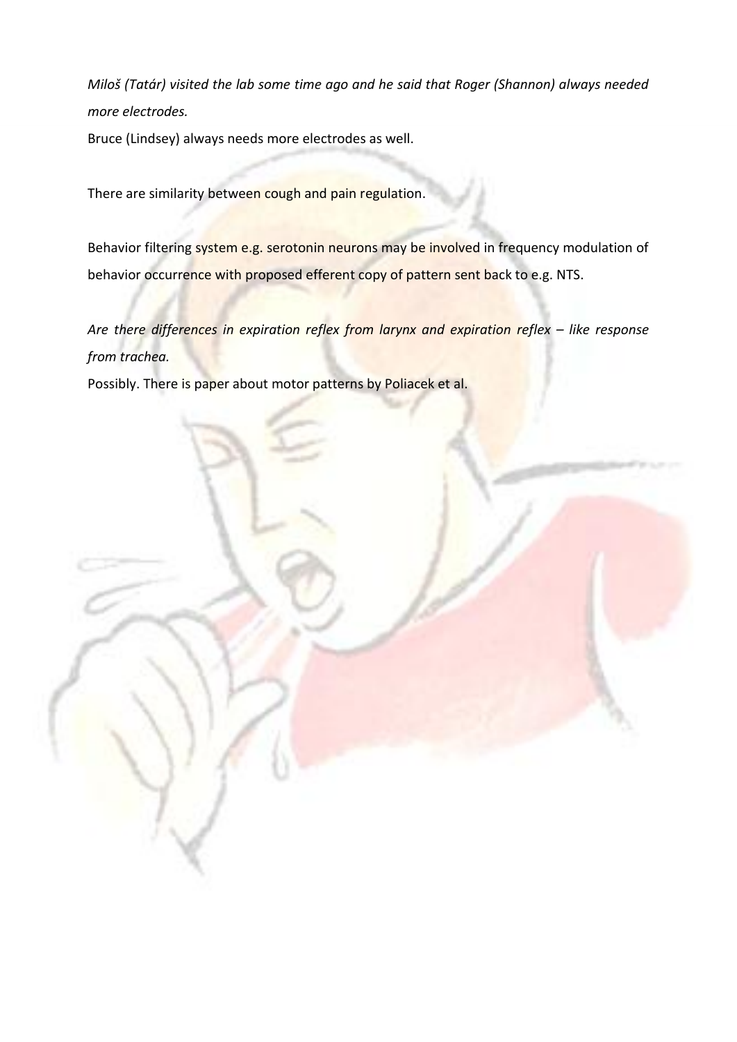*Miloš (Tatár) visited the lab some time ago and he said that Roger (Shannon) always needed more electrodes.*

Bruce (Lindsey) always needs more electrodes as well.

There are similarity between cough and pain regulation.

Behavior filtering system e.g. serotonin neurons may be involved in frequency modulation of behavior occurrence with proposed efferent copy of pattern sent back to e.g. NTS.

*Are there differences in expiration reflex from larynx and expiration reflex – like response from trachea.*

Possibly. There is paper about motor patterns by Poliacek et al.